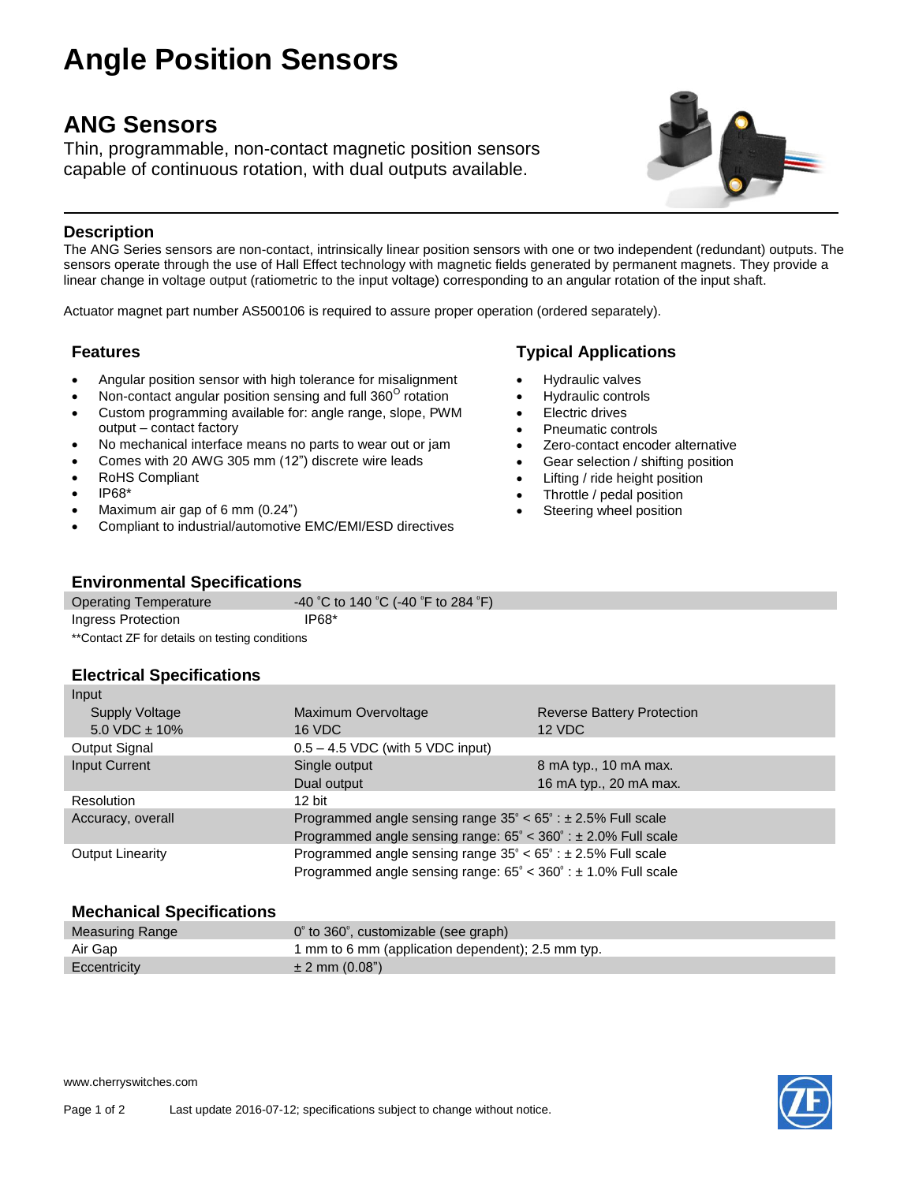# Angle Position Sensors

## ANG Sensors

Thin, programmable, non-contact magnetic position sensors capable of continuous rotation, with dual outputs available.

### Description

The ANG Series sensors are non-contact, intrinsically linear position sensors with one or two independent (redundant) outputs. The sensors operate through the use of Hall Effect technology with magnetic fields generated by permanent magnets. They provide a linear change in voltage output (ratiometric to the input voltage) corresponding to an angular rotation of the input shaft.

Actuator magnet part number AS500106 is required to assure proper operation (ordered separately).

### Features

- Angular position sensor with high tolerance for misalignment
- Non-contact angular position sensing and full 360$^{O}$ rotation
- Custom programming available for: angle range, slope, PWM output – contact factory
- No mechanical interface means no parts to wear out or jam
- Comes with 20 AWG 305 mm (12") discrete wire leads
- RoHS Compliant
- IP68*
- Maximum air gap of 6 mm (0.24")
- Compliant to industrial/automotive EMC/EMI/ESD directives

### Typical Applications

- Hydraulic valves
- Hydraulic controls
- Electric drives
- Pneumatic controls
- Zero-contact encoder alternative
- Gear selection / shifting position
- Lifting / ride height position
- Throttle / pedal position
- Steering wheel position

### Environmental Specifications

| | |
|---|---|
| Operating Temperature | -40 °C to 140 °C (-40 °F to 284 °F) |
| Ingress Protection | IP68* |

**Contact ZF for details on testing conditions

### Electrical Specifications

| | | |
|---|---|---|
| Input | | |
| Supply Voltage | Maximum Overvoltage | Reverse Battery Protection |
| 5.0 VDC ± 10% | 16 VDC | 12 VDC |
| Output Signal | 0.5 – 4.5 VDC (with 5 VDC input) | |
| Input Current | Single output | 8 mA typ., 10 mA max. |
| | Dual output | 16 mA typ., 20 mA max. |
| Resolution | 12 bit | |
| Accuracy, overall | Programmed angle sensing range 35° < 65° : ± 2.5% Full scale | |
| | Programmed angle sensing range: 65° < 360° : ± 2.0% Full scale | |
| Output Linearity | Programmed angle sensing range 35° < 65° : ± 2.5% Full scale | |
| | Programmed angle sensing range: 65° < 360° : ± 1.0% Full scale | |

### Mechanical Specifications

| | |
|---|---|
| Measuring Range | 0° to 360°, customizable (see graph) |
| Air Gap | 1 mm to 6 mm (application dependent); 2.5 mm typ. |
| Eccentricity | ± 2 mm (0.08") |

www.cherryswitches.com

Last update 2016-07-12; specifications subject to change without notice.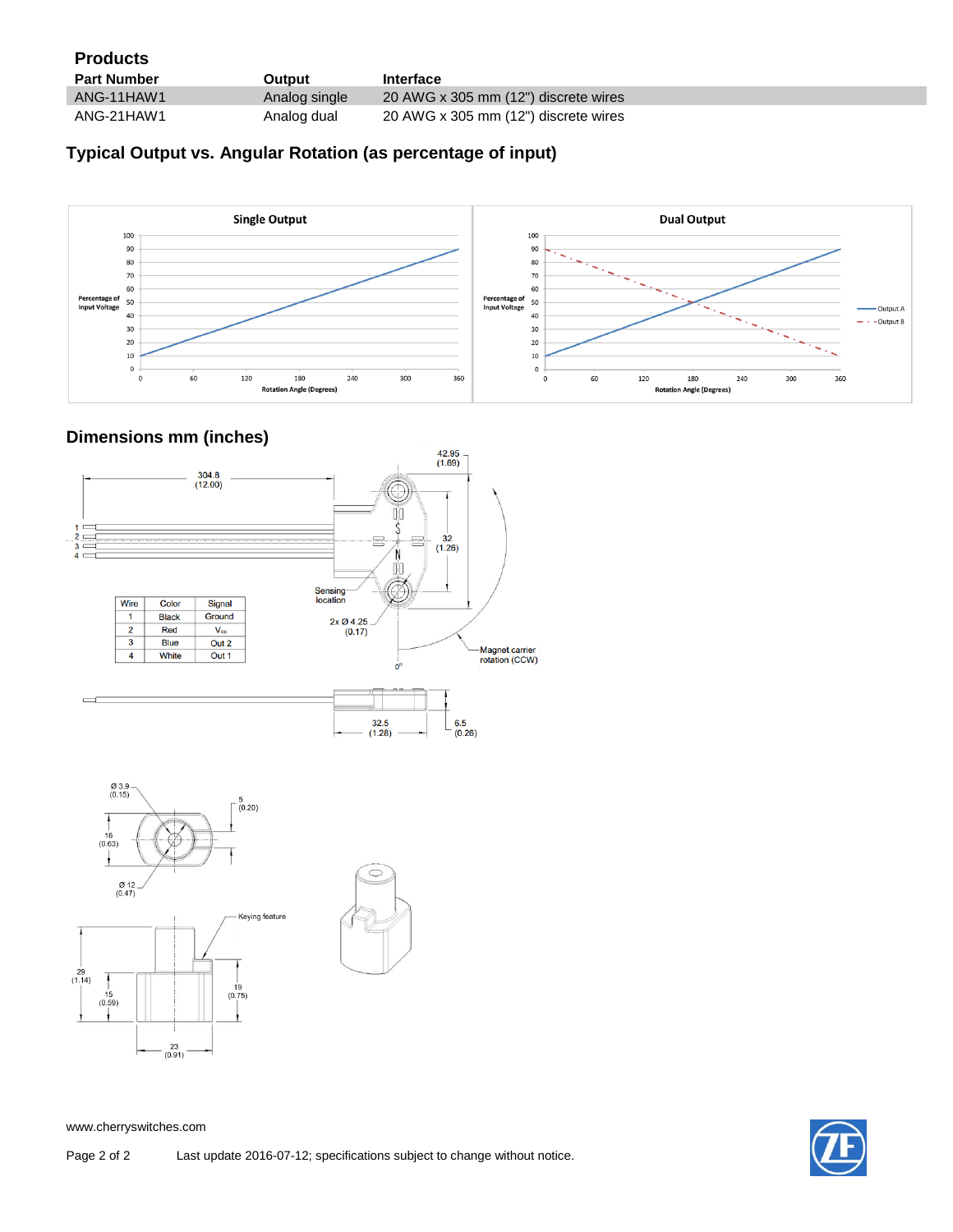## Products

| Part Number | Output | Interface |
|---|---|---|
| ANG-11HAW1 | Analog single | 20 AWG x 305 mm (12") discrete wires |
| ANG-21HAW1 | Analog dual | 20 AWG x 305 mm (12") discrete wires |

## Typical Output vs. Angular Rotation (as percentage of input)

Single Output

Percentage of Input Voltage

100
90
80
70
60
50
40
30
20
10
0

0 60 120 180 240 300 360

Rotation Angle (Degrees)

Dual Output

Percentage of Input Voltage

100
90
80
70
60
50
40
30
20
10
0

0 60 120 180 240 300 360

Rotation Angle (Degrees)

Output A
Output B

## Dimensions mm (inches)

304.8 (12.00)

42.95 (1.69)

32 (1.26)

1 2 3 4

S N

Sensing location

2x Ø 4.25 (0.17)

0°

Magnet carrier rotation (CCW)

| Wire | Color | Signal |
|---|---|---|
| 1 | Black | Ground |
| 2 | Red | $V_{cc}$ |
| 3 | Blue | Out 2 |
| 4 | White | Out 1 |

32.5 (1.28)

6.5 (0.26)

Ø 3.9 (0.15)

5 (0.20)

16 (0.63)

Ø 12 (0.47)

Keying feature

29 (1.14)

15 (0.59)

19 (0.75)

23 (0.91)

www.cherryswitches.com

Last update 2016-07-12; specifications subject to change without notice.